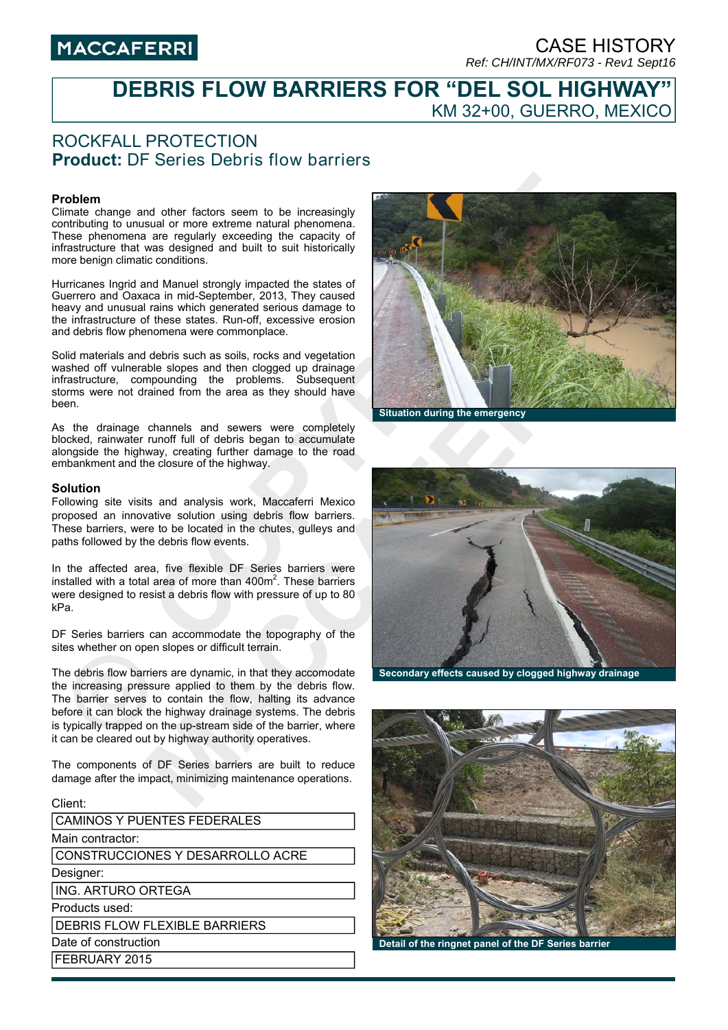MACCAFERRI

CASE HISTORY

*Ref: CH/INT/MX/RF073 - Rev1 Sept16*

# DEBRIS FLOW BARRIERS FOR "DEL SOL HIGHWAY"

KM 32+00, GUERRO, MEXICO

## ROCKFALL PROTECTION

## **Product:** DF Series Debris flow barriers

### Problem

Climate change and other factors seem to be increasingly contributing to unusual or more extreme natural phenomena. These phenomena are regularly exceeding the capacity of infrastructure that was designed and built to suit historically more benign climatic conditions.

Hurricanes Ingrid and Manuel strongly impacted the states of Guerrero and Oaxaca in mid-September, 2013, They caused heavy and unusual rains which generated serious damage to the infrastructure of these states. Run-off, excessive erosion and debris flow phenomena were commonplace.

Solid materials and debris such as soils, rocks and vegetation washed off vulnerable slopes and then clogged up drainage infrastructure, compounding the problems. Subsequent storms were not drained from the area as they should have been.

As the drainage channels and sewers were completely blocked, rainwater runoff full of debris began to accumulate alongside the highway, creating further damage to the road embankment and the closure of the highway.

### Solution

Following site visits and analysis work, Maccaferri Mexico proposed an innovative solution using debris flow barriers. These barriers, were to be located in the chutes, gulleys and paths followed by the debris flow events.

In the affected area, five flexible DF Series barriers were installed with a total area of more than 400m$^2$. These barriers were designed to resist a debris flow with pressure of up to 80 kPa.

DF Series barriers can accommodate the topography of the sites whether on open slopes or difficult terrain.

The debris flow barriers are dynamic, in that they accomodate the increasing pressure applied to them by the debris flow. The barrier serves to contain the flow, halting its advance before it can block the highway drainage systems. The debris is typically trapped on the up-stream side of the barrier, where it can be cleared out by highway authority operatives.

The components of DF Series barriers are built to reduce damage after the impact, minimizing maintenance operations.

Client:

CAMINOS Y PUENTES FEDERALES

Main contractor:

CONSTRUCCIONES Y DESARROLLO ACRE

Designer:

ING. ARTURO ORTEGA

Products used:

DEBRIS FLOW FLEXIBLE BARRIERS

Date of construction

FEBRUARY 2015

Situation during the emergency

Secondary effects caused by clogged highway drainage

Detail of the ringnet panel of the DF Series barrier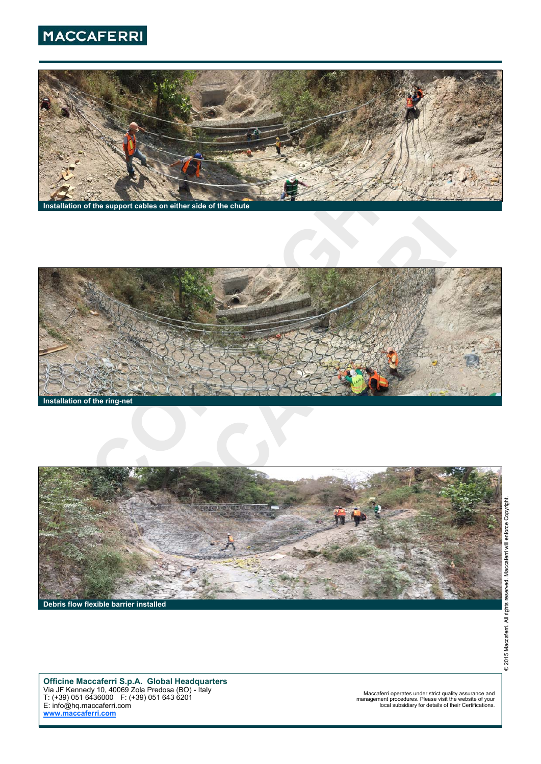Installation of the support cables on either side of the chute

Installation of the ring-net

Debris flow flexible barrier installed

**Officine Maccaferri S.p.A. Global Headquarters**
Via JF Kennedy 10, 40069 Zola Predosa (BO) - Italy
T: (+39) 051 6436000 F: (+39) 051 643 6201
E: info@hq.maccaferri.com
www.maccaferri.com

Maccaferri operates under strict quality assurance and management procedures. Please visit the website of your local subsidiary for details of their Certifications.

© 2015 Maccaferri. All rights reserved. Maccaferri will enforce Copyright.